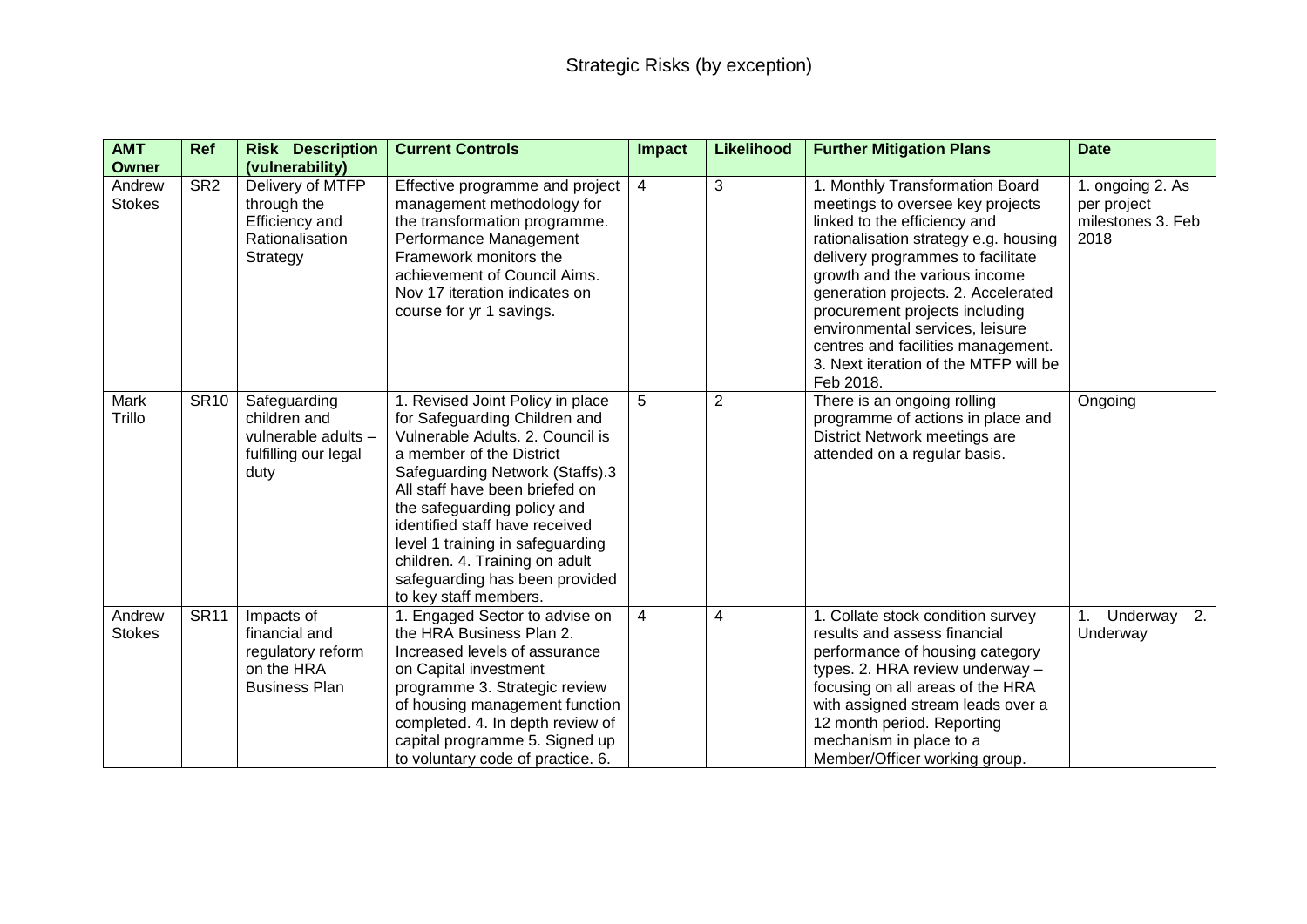# Strategic Risks (by exception)

| AMT Owner | Ref | Risk Description (vulnerability) | Current Controls | Impact | Likelihood | Further Mitigation Plans | Date |
|---|---|---|---|---|---|---|---|
| Andrew Stokes | SR2 | Delivery of MTFP through the Efficiency and Rationalisation Strategy | Effective programme and project management methodology for the transformation programme. Performance Management Framework monitors the achievement of Council Aims. Nov 17 iteration indicates on course for yr 1 savings. | 4 | 3 | 1. Monthly Transformation Board meetings to oversee key projects linked to the efficiency and rationalisation strategy e.g. housing delivery programmes to facilitate growth and the various income generation projects. 2. Accelerated procurement projects including environmental services, leisure centres and facilities management. 3. Next iteration of the MTFP will be Feb 2018. | 1. ongoing 2. As per project milestones 3. Feb 2018 |
| Mark Trillo | SR10 | Safeguarding children and vulnerable adults – fulfilling our legal duty | 1. Revised Joint Policy in place for Safeguarding Children and Vulnerable Adults. 2. Council is a member of the District Safeguarding Network (Staffs).3 All staff have been briefed on the safeguarding policy and identified staff have received level 1 training in safeguarding children. 4. Training on adult safeguarding has been provided to key staff members. | 5 | 2 | There is an ongoing rolling programme of actions in place and District Network meetings are attended on a regular basis. | Ongoing |
| Andrew Stokes | SR11 | Impacts of financial and regulatory reform on the HRA Business Plan | 1. Engaged Sector to advise on the HRA Business Plan 2. Increased levels of assurance on Capital investment programme 3. Strategic review of housing management function completed. 4. In depth review of capital programme 5. Signed up to voluntary code of practice. 6. | 4 | 4 | 1. Collate stock condition survey results and assess financial performance of housing category types. 2. HRA review underway – focusing on all areas of the HRA with assigned stream leads over a 12 month period. Reporting mechanism in place to a Member/Officer working group. | 1. Underway 2. Underway |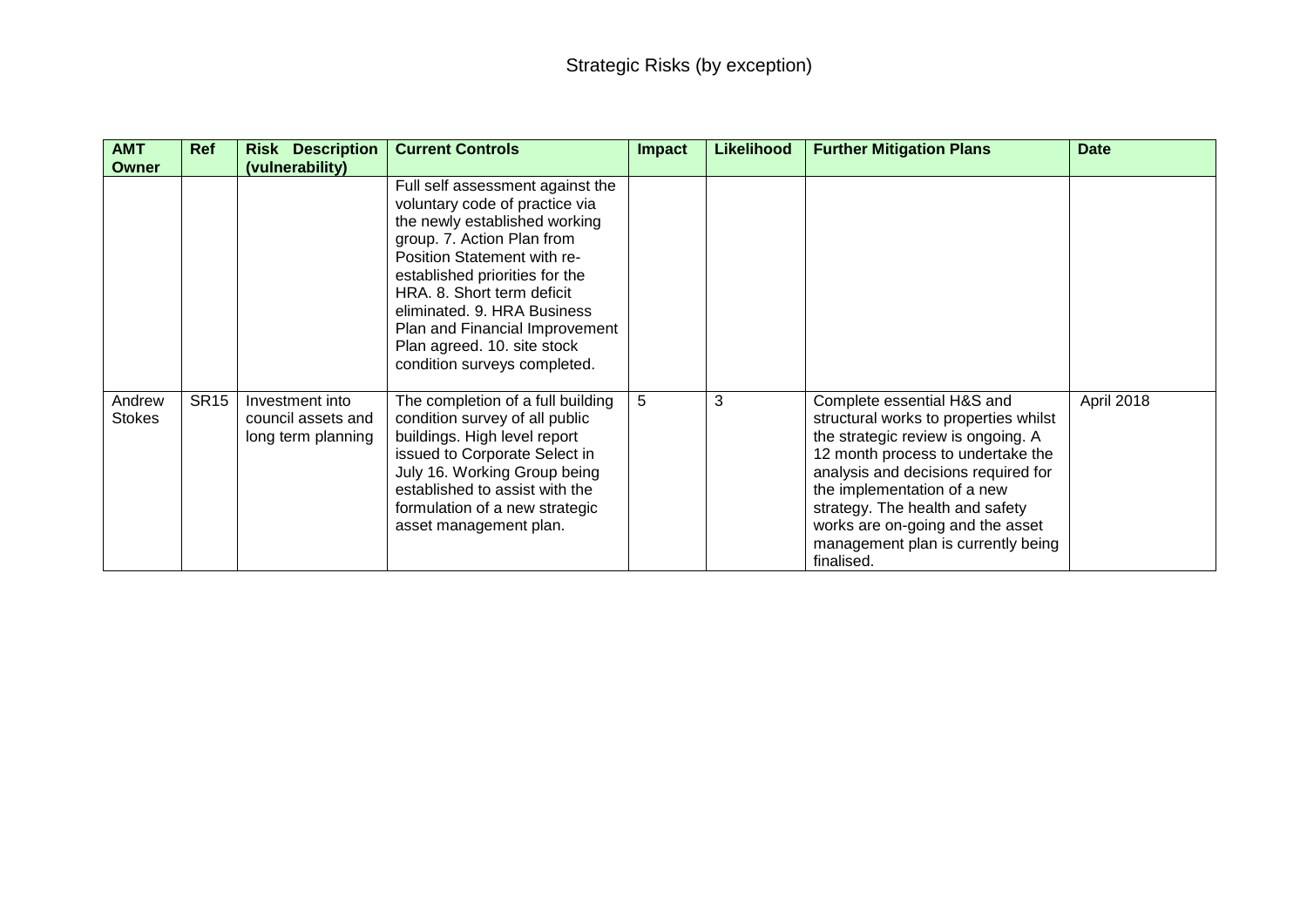# Strategic Risks (by exception)

| AMT Owner | Ref | Risk Description (vulnerability) | Current Controls | Impact | Likelihood | Further Mitigation Plans | Date |
|---|---|---|---|---|---|---|---|
| | | | Full self assessment against the voluntary code of practice via the newly established working group. 7. Action Plan from Position Statement with re-established priorities for the HRA. 8. Short term deficit eliminated. 9. HRA Business Plan and Financial Improvement Plan agreed. 10. site stock condition surveys completed. | | | | |
| Andrew Stokes | SR15 | Investment into council assets and long term planning | The completion of a full building condition survey of all public buildings. High level report issued to Corporate Select in July 16. Working Group being established to assist with the formulation of a new strategic asset management plan. | 5 | 3 | Complete essential H&S and structural works to properties whilst the strategic review is ongoing. A 12 month process to undertake the analysis and decisions required for the implementation of a new strategy. The health and safety works are on-going and the asset management plan is currently being finalised. | April 2018 |